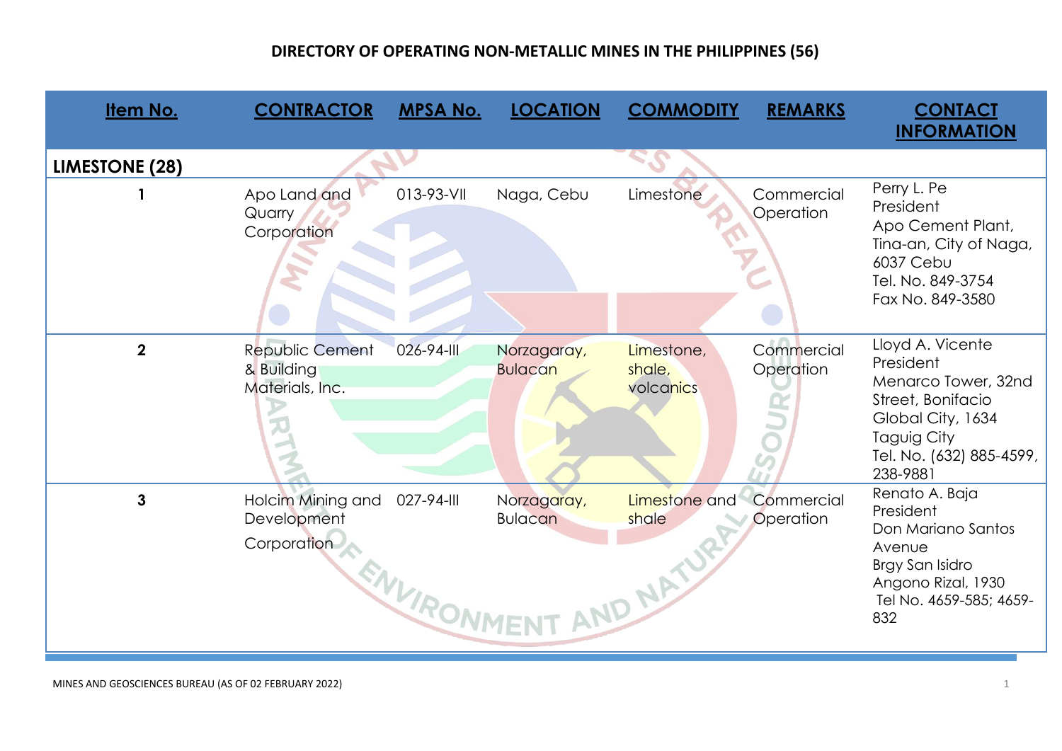# DIRECTORY OF OPERATING NON-METALLIC MINES IN THE PHILIPPINES (56)

| Item No. | CONTRACTOR | MPSA No. | LOCATION | COMMODITY | REMARKS | CONTACT INFORMATION |
|---|---|---|---|---|---|---|
| **LIMESTONE (28)** | | | | | | |
| **1** | Apo Land and Quarry Corporation | 013-93-VII | Naga, Cebu | Limestone | Commercial Operation | Perry L. Pe<br>President<br>Apo Cement Plant, Tina-an, City of Naga, 6037 Cebu<br>Tel. No. 849-3754<br>Fax No. 849-3580 |
| **2** | Republic Cement & Building Materials, Inc. | 026-94-III | Norzagaray, Bulacan | Limestone, shale, volcanics | Commercial Operation | Lloyd A. Vicente<br>President<br>Menarco Tower, 32nd Street, Bonifacio Global City, 1634 Taguig City<br>Tel. No. (632) 885-4599, 238-9881 |
| **3** | Holcim Mining and Development Corporation | 027-94-III | Norzagaray, Bulacan | Limestone and shale | Commercial Operation | Renato A. Baja<br>President<br>Don Mariano Santos Avenue<br>Brgy San Isidro<br>Angono Rizal, 1930<br>Tel No. 4659-585; 4659-832 |

MINES AND GEOSCIENCES BUREAU (AS OF 02 FEBRUARY 2022)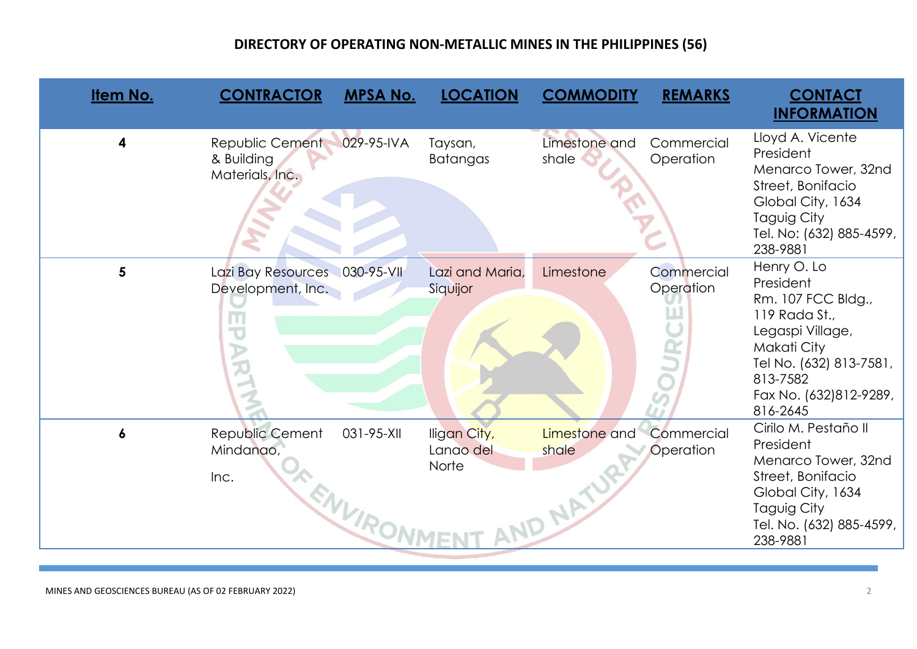# DIRECTORY OF OPERATING NON-METALLIC MINES IN THE PHILIPPINES (56)

| Item No. | CONTRACTOR | MPSA No. | LOCATION | COMMODITY | REMARKS | CONTACT INFORMATION |
|---|---|---|---|---|---|---|
| 4 | Republic Cement & Building Materials, Inc. | 029-95-IVA | Taysan, Batangas | Limestone and shale | Commercial Operation | Lloyd A. Vicente<br>President<br>Menarco Tower, 32nd Street, Bonifacio Global City, 1634 Taguig City<br>Tel. No: (632) 885-4599, 238-9881 |
| 5 | Lazi Bay Resources Development, Inc. | 030-95-VII | Lazi and Maria, Siquijor | Limestone | Commercial Operation | Henry O. Lo<br>President<br>Rm. 107 FCC Bldg., 119 Rada St., Legaspi Village, Makati City<br>Tel No. (632) 813-7581, 813-7582<br>Fax No. (632)812-9289, 816-2645 |
| 6 | Republic Cement Mindanao, Inc. | 031-95-XII | Iligan City, Lanao del Norte | Limestone and shale | Commercial Operation | Cirilo M. Pestaño II<br>President<br>Menarco Tower, 32nd Street, Bonifacio Global City, 1634 Taguig City<br>Tel. No. (632) 885-4599, 238-9881 |

MINES AND GEOSCIENCES BUREAU (AS OF 02 FEBRUARY 2022)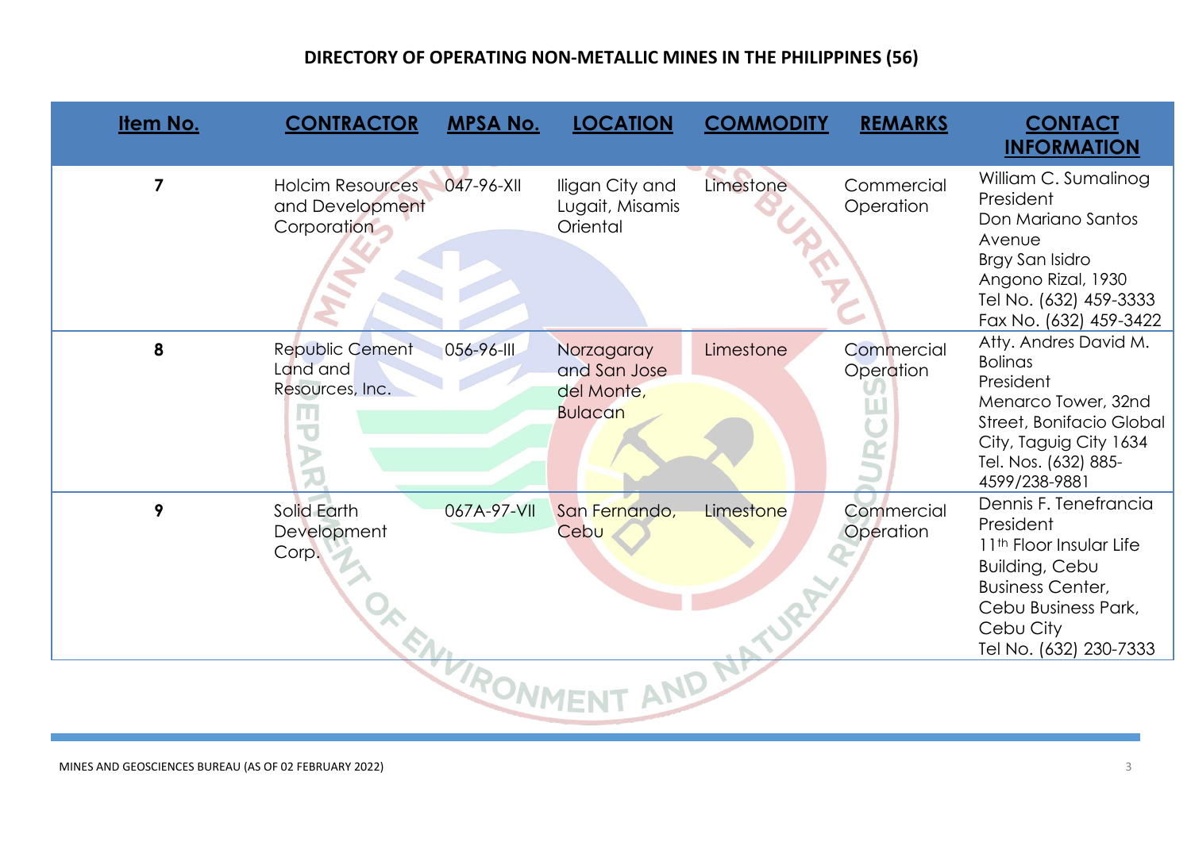# DIRECTORY OF OPERATING NON-METALLIC MINES IN THE PHILIPPINES (56)

| Item No. | CONTRACTOR | MPSA No. | LOCATION | COMMODITY | REMARKS | CONTACT INFORMATION |
|---|---|---|---|---|---|---|
| 7 | Holcim Resources and Development Corporation | 047-96-XII | Iligan City and Lugait, Misamis Oriental | Limestone | Commercial Operation | William C. Sumalinog<br>President<br>Don Mariano Santos Avenue<br>Brgy San Isidro<br>Angono Rizal, 1930<br>Tel No. (632) 459-3333<br>Fax No. (632) 459-3422 |
| 8 | Republic Cement Land and Resources, Inc. | 056-96-III | Norzagaray and San Jose del Monte, Bulacan | Limestone | Commercial Operation | Atty. Andres David M. Bolinas<br>President<br>Menarco Tower, 32nd Street, Bonifacio Global City, Taguig City 1634<br>Tel. Nos. (632) 885-4599/238-9881 |
| 9 | Solid Earth Development Corp. | 067A-97-VII | San Fernando, Cebu | Limestone | Commercial Operation | Dennis F. Tenefrancia<br>President<br>11th Floor Insular Life Building, Cebu Business Center, Cebu Business Park, Cebu City<br>Tel No. (632) 230-7333 |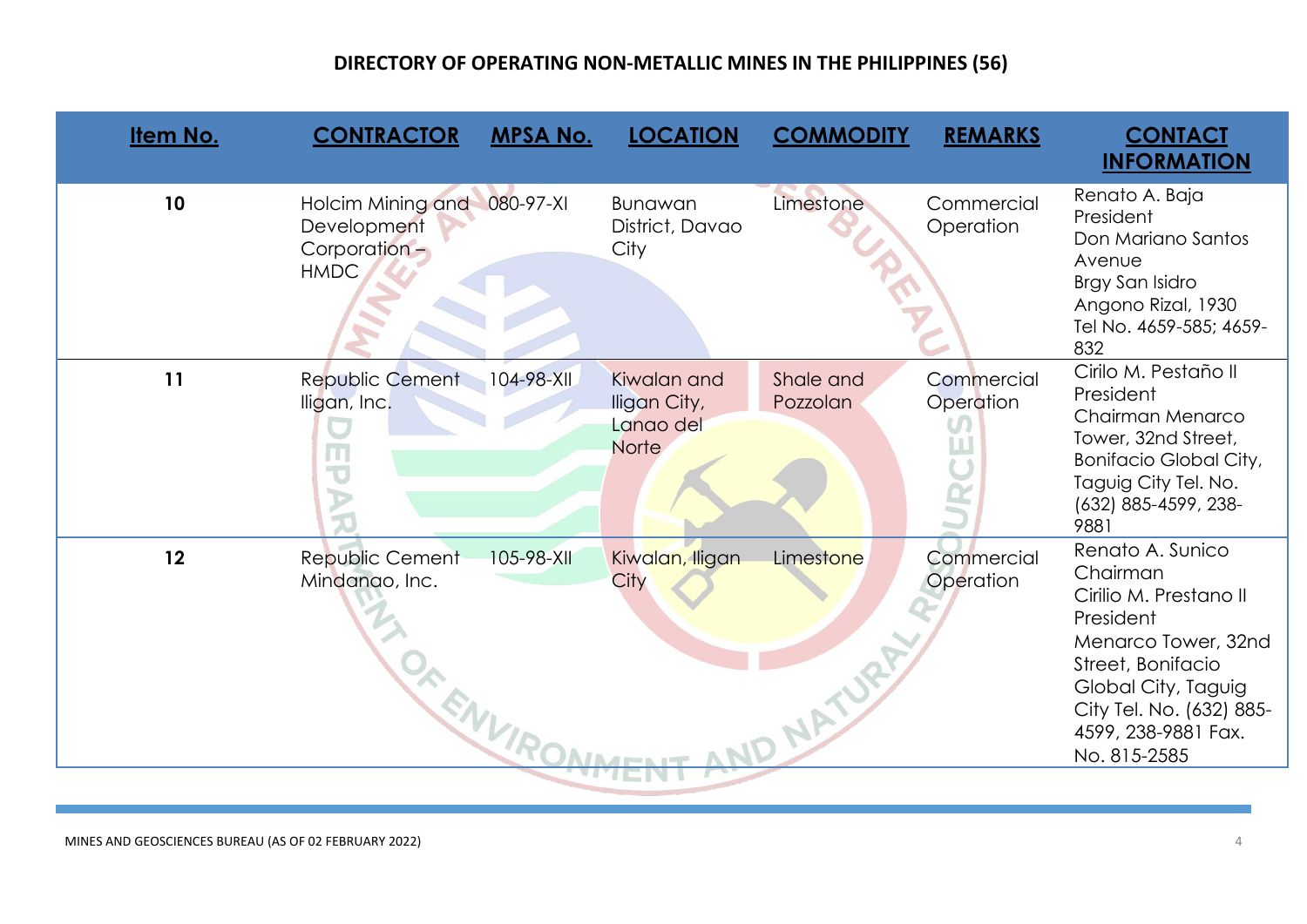## DIRECTORY OF OPERATING NON-METALLIC MINES IN THE PHILIPPINES (56)

| Item No. | CONTRACTOR | MPSA No. | LOCATION | COMMODITY | REMARKS | CONTACT INFORMATION |
|---|---|---|---|---|---|---|
| 10 | Holcim Mining and Development Corporation – HMDC | 080-97-XI | Bunawan District, Davao City | Limestone | Commercial Operation | Renato A. Baja President Don Mariano Santos Avenue Brgy San Isidro Angono Rizal, 1930 Tel No. 4659-585; 4659-832 |
| 11 | Republic Cement Iligan, Inc. | 104-98-XII | Kiwalan and Iligan City, Lanao del Norte | Shale and Pozzolan | Commercial Operation | Cirilo M. Pestaño II President Chairman Menarco Tower, 32nd Street, Bonifacio Global City, Taguig City Tel. No. (632) 885-4599, 238-9881 |
| 12 | Republic Cement Mindanao, Inc. | 105-98-XII | Kiwalan, Iligan City | Limestone | Commercial Operation | Renato A. Sunico Chairman Cirilio M. Prestano II President Menarco Tower, 32nd Street, Bonifacio Global City, Taguig City Tel. No. (632) 885-4599, 238-9881 Fax. No. 815-2585 |

MINES AND GEOSCIENCES BUREAU (AS OF 02 FEBRUARY 2022)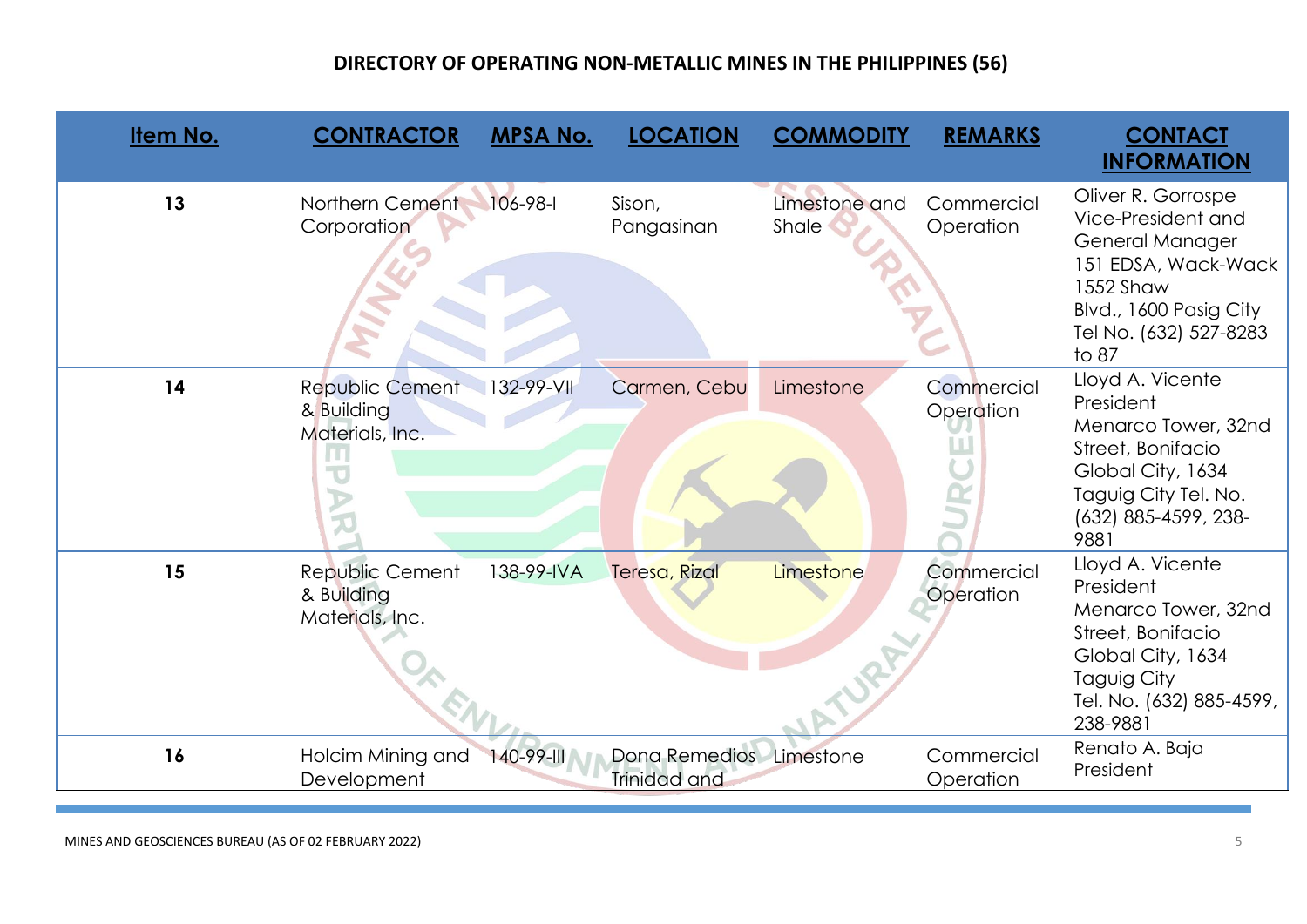## DIRECTORY OF OPERATING NON-METALLIC MINES IN THE PHILIPPINES (56)

| Item No. | CONTRACTOR | MPSA No. | LOCATION | COMMODITY | REMARKS | CONTACT INFORMATION |
|---|---|---|---|---|---|---|
| 13 | Northern Cement Corporation | 106-98-I | Sison, Pangasinan | Limestone and Shale | Commercial Operation | Oliver R. Gorrospe Vice-President and General Manager 151 EDSA, Wack-Wack 1552 Shaw Blvd., 1600 Pasig City Tel No. (632) 527-8283 to 87 |
| 14 | Republic Cement & Building Materials, Inc. | 132-99-VII | Carmen, Cebu | Limestone | Commercial Operation | Lloyd A. Vicente President Menarco Tower, 32nd Street, Bonifacio Global City, 1634 Taguig City Tel. No. (632) 885-4599, 238-9881 |
| 15 | Republic Cement & Building Materials, Inc. | 138-99-IVA | Teresa, Rizal | Limestone | Commercial Operation | Lloyd A. Vicente President Menarco Tower, 32nd Street, Bonifacio Global City, 1634 Taguig City Tel. No. (632) 885-4599, 238-9881 |
| 16 | Holcim Mining and Development | 140-99-III | Dona Remedios Trinidad and | Limestone | Commercial Operation | Renato A. Baja President |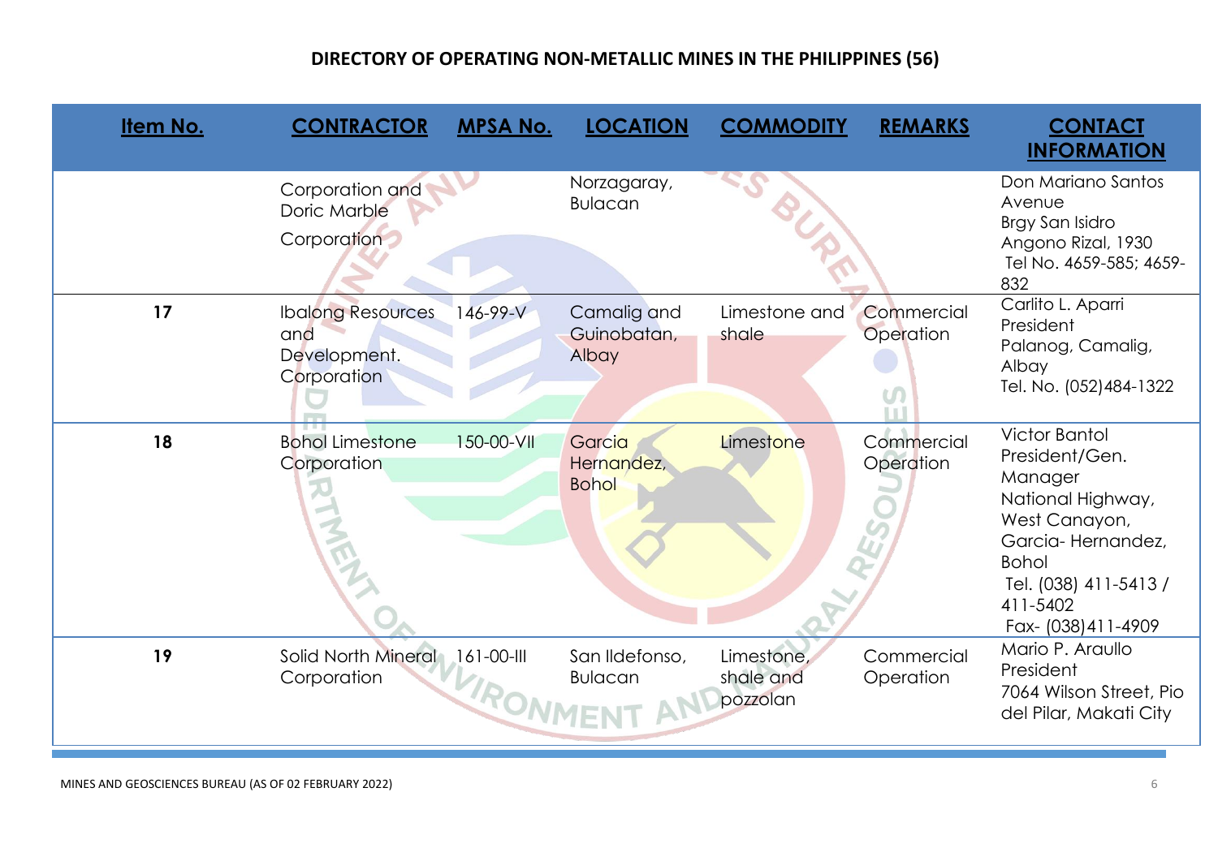# DIRECTORY OF OPERATING NON-METALLIC MINES IN THE PHILIPPINES (56)

| Item No. | CONTRACTOR | MPSA No. | LOCATION | COMMODITY | REMARKS | CONTACT INFORMATION |
|---|---|---|---|---|---|---|
| | Corporation and Doric Marble Corporation | | Norzagaray, Bulacan | | | Don Mariano Santos Avenue Brgy San Isidro Angono Rizal, 1930 Tel No. 4659-585; 4659-832 |
| 17 | Ibalong Resources and Development. Corporation | 146-99-V | Camalig and Guinobatan, Albay | Limestone and shale | Commercial Operation | Carlito L. Aparri President Palanog, Camalig, Albay Tel. No. (052)484-1322 |
| 18 | Bohol Limestone Corporation | 150-00-VII | Garcia Hernandez, Bohol | Limestone | Commercial Operation | Victor Bantol President/Gen. Manager National Highway, West Canayon, Garcia- Hernandez, Bohol Tel. (038) 411-5413 / 411-5402 Fax- (038)411-4909 |
| 19 | Solid North Mineral Corporation | 161-00-III | San Ildefonso, Bulacan | Limestone, shale and pozzolan | Commercial Operation | Mario P. Araullo President 7064 Wilson Street, Pio del Pilar, Makati City |

MINES AND GEOSCIENCES BUREAU (AS OF 02 FEBRUARY 2022)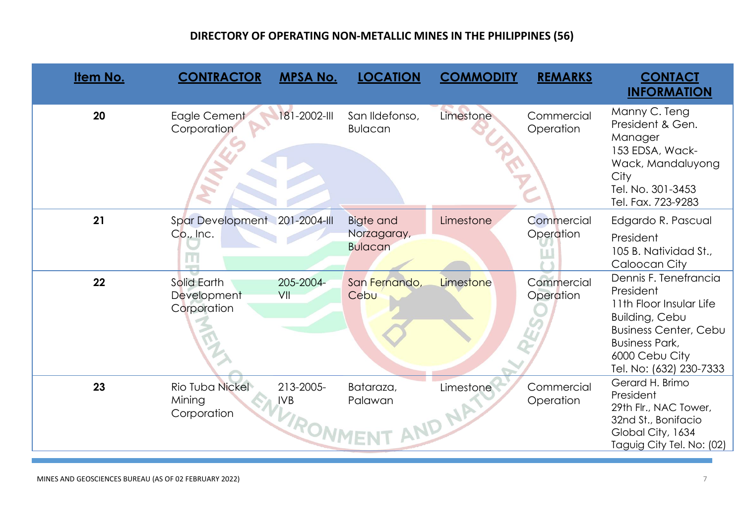## DIRECTORY OF OPERATING NON-METALLIC MINES IN THE PHILIPPINES (56)

| Item No. | CONTRACTOR | MPSA No. | LOCATION | COMMODITY | REMARKS | CONTACT INFORMATION |
|---|---|---|---|---|---|---|
| **20** | Eagle Cement Corporation | 181-2002-III | San Ildefonso, Bulacan | Limestone | Commercial Operation | Manny C. Teng<br>President & Gen. Manager<br>153 EDSA, Wack-Wack, Mandaluyong City<br>Tel. No. 301-3453<br>Tel. Fax. 723-9283 |
| **21** | Spar Development Co., Inc. | 201-2004-III | Bigte and Norzagaray, Bulacan | Limestone | Commercial Operation | Edgardo R. Pascual<br>President<br>105 B. Natividad St., Caloocan City |
| **22** | Solid Earth Development Corporation | 205-2004-VII | San Fernando, Cebu | Limestone | Commercial Operation | Dennis F. Tenefrancia<br>President<br>11th Floor Insular Life Building, Cebu Business Center, Cebu Business Park,<br>6000 Cebu City<br>Tel. No: (632) 230-7333 |
| **23** | Rio Tuba Nickel Mining Corporation | 213-2005-IVB | Bataraza, Palawan | Limestone | Commercial Operation | Gerard H. Brimo<br>President<br>29th Flr., NAC Tower, 32nd St., Bonifacio Global City, 1634 Taguig City Tel. No: (02) |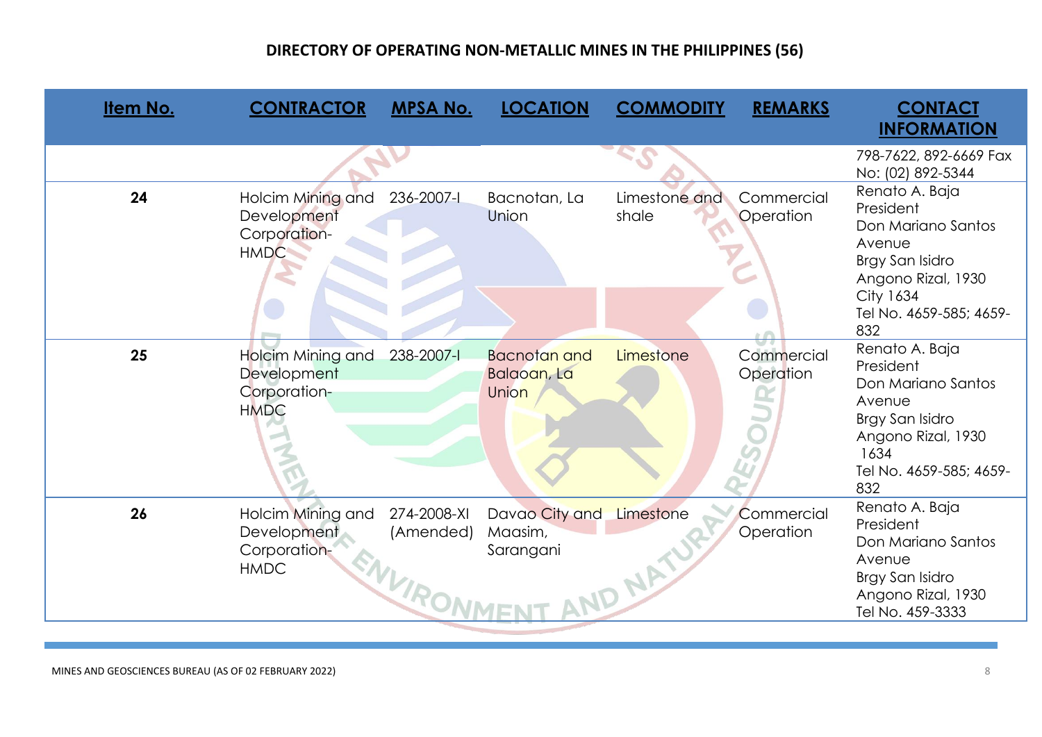# DIRECTORY OF OPERATING NON-METALLIC MINES IN THE PHILIPPINES (56)

| Item No. | CONTRACTOR | MPSA No. | LOCATION | COMMODITY | REMARKS | CONTACT INFORMATION |
|---|---|---|---|---|---|---|
| | | | | | | 798-7622, 892-6669 Fax No: (02) 892-5344 |
| 24 | Holcim Mining and Development Corporation-HMDC | 236-2007-I | Bacnotan, La Union | Limestone and shale | Commercial Operation | Renato A. Baja President Don Mariano Santos Avenue Brgy San Isidro Angono Rizal, 1930 City 1634 Tel No. 4659-585; 4659-832 |
| 25 | Holcim Mining and Development Corporation-HMDC | 238-2007-I | Bacnotan and Balaoan, La Union | Limestone | Commercial Operation | Renato A. Baja President Don Mariano Santos Avenue Brgy San Isidro Angono Rizal, 1930 1634 Tel No. 4659-585; 4659-832 |
| 26 | Holcim Mining and Development Corporation-HMDC | 274-2008-XI (Amended) | Davao City and Maasim, Sarangani | Limestone | Commercial Operation | Renato A. Baja President Don Mariano Santos Avenue Brgy San Isidro Angono Rizal, 1930 Tel No. 459-3333 |

MINES AND GEOSCIENCES BUREAU (AS OF 02 FEBRUARY 2022)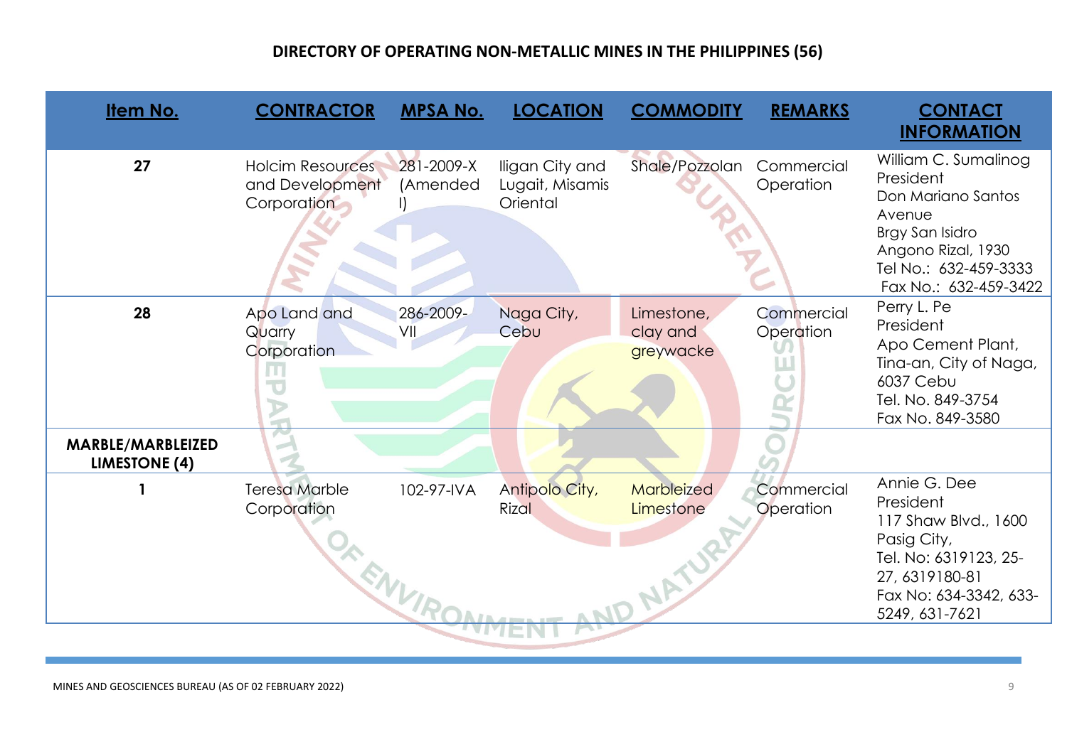# DIRECTORY OF OPERATING NON-METALLIC MINES IN THE PHILIPPINES (56)

| Item No. | CONTRACTOR | MPSA No. | LOCATION | COMMODITY | REMARKS | CONTACT INFORMATION |
|---|---|---|---|---|---|---|
| 27 | Holcim Resources and Development Corporation | 281-2009-X (Amended I) | Iligan City and Lugait, Misamis Oriental | Shale/Pozzolan | Commercial Operation | William C. Sumalinog<br>President<br>Don Mariano Santos Avenue<br>Brgy San Isidro<br>Angono Rizal, 1930<br>Tel No.: 632-459-3333<br>Fax No.: 632-459-3422 |
| 28 | Apo Land and Quarry Corporation | 286-2009-VII | Naga City, Cebu | Limestone, clay and greywacke | Commercial Operation | Perry L. Pe<br>President<br>Apo Cement Plant, Tina-an, City of Naga, 6037 Cebu<br>Tel. No. 849-3754<br>Fax No. 849-3580 |
| **MARBLE/MARBLEIZED LIMESTONE (4)** | | | | | | |
| 1 | Teresa Marble Corporation | 102-97-IVA | Antipolo City, Rizal | Marbleized Limestone | Commercial Operation | Annie G. Dee<br>President<br>117 Shaw Blvd., 1600 Pasig City,<br>Tel. No: 6319123, 25-27, 6319180-81<br>Fax No: 634-3342, 633-5249, 631-7621 |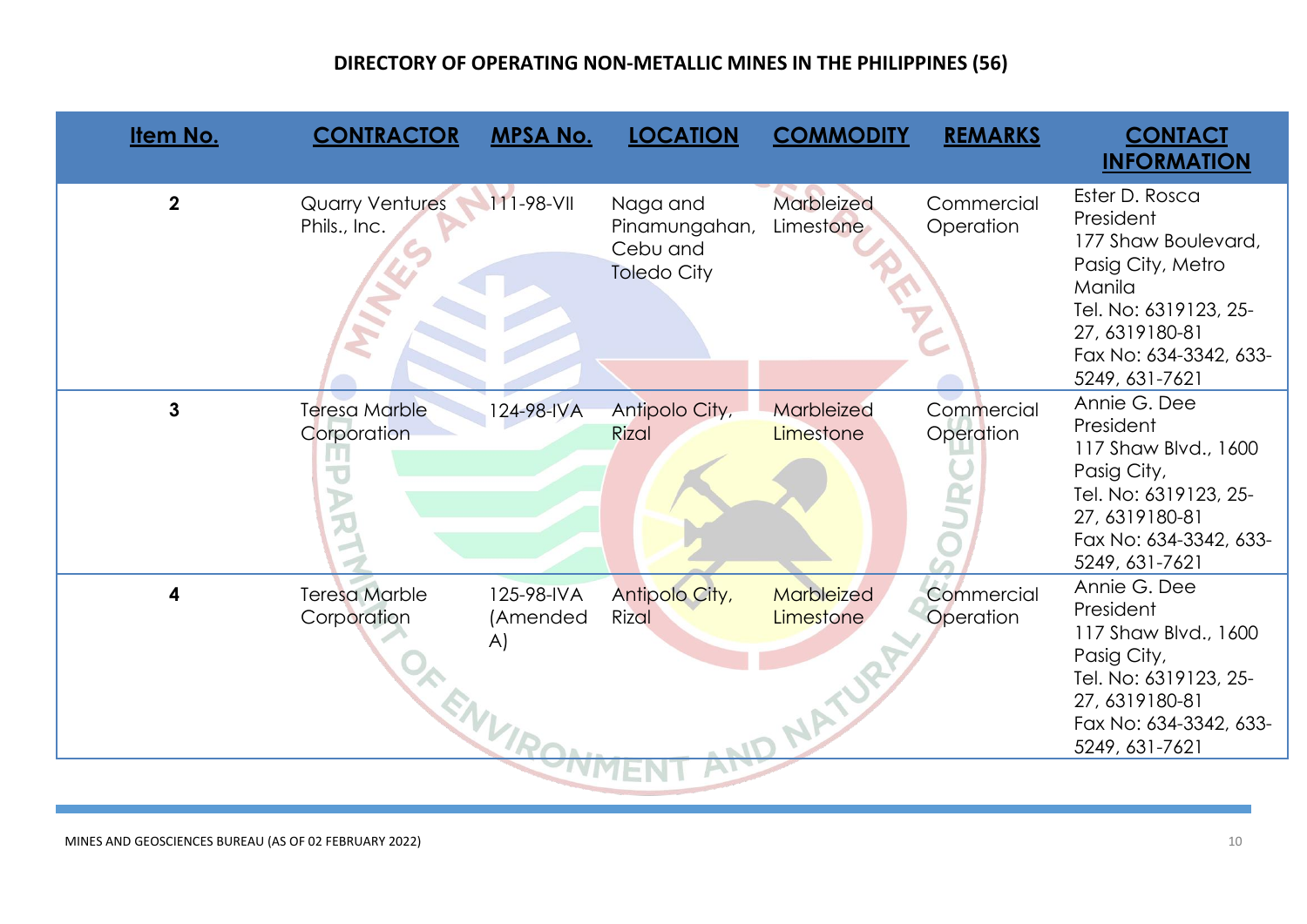## DIRECTORY OF OPERATING NON-METALLIC MINES IN THE PHILIPPINES (56)

| Item No. | CONTRACTOR | MPSA No. | LOCATION | COMMODITY | REMARKS | CONTACT INFORMATION |
|---|---|---|---|---|---|---|
| 2 | Quarry Ventures Phils., Inc. | 111-98-VII | Naga and Pinamungahan, Cebu and Toledo City | Marbleized Limestone | Commercial Operation | Ester D. Rosca<br>President<br>177 Shaw Boulevard, Pasig City, Metro Manila<br>Tel. No: 6319123, 25-27, 6319180-81<br>Fax No: 634-3342, 633-5249, 631-7621 |
| 3 | Teresa Marble Corporation | 124-98-IVA | Antipolo City, Rizal | Marbleized Limestone | Commercial Operation | Annie G. Dee<br>President<br>117 Shaw Blvd., 1600 Pasig City,<br>Tel. No: 6319123, 25-27, 6319180-81<br>Fax No: 634-3342, 633-5249, 631-7621 |
| 4 | Teresa Marble Corporation | 125-98-IVA (Amended A) | Antipolo City, Rizal | Marbleized Limestone | Commercial Operation | Annie G. Dee<br>President<br>117 Shaw Blvd., 1600 Pasig City,<br>Tel. No: 6319123, 25-27, 6319180-81<br>Fax No: 634-3342, 633-5249, 631-7621 |

MINES AND GEOSCIENCES BUREAU (AS OF 02 FEBRUARY 2022)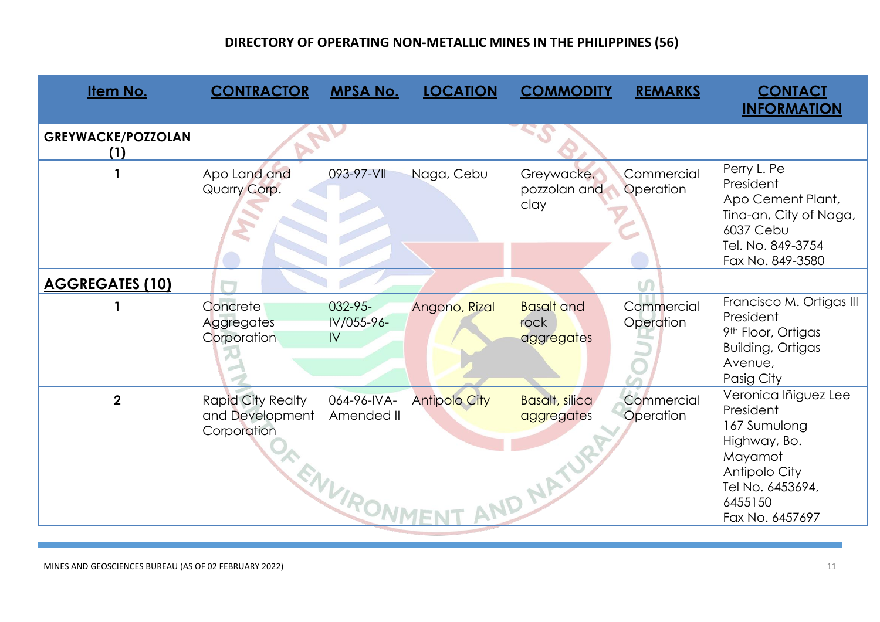## DIRECTORY OF OPERATING NON-METALLIC MINES IN THE PHILIPPINES (56)

| Item No. | CONTRACTOR | MPSA No. | LOCATION | COMMODITY | REMARKS | CONTACT INFORMATION |
|---|---|---|---|---|---|---|
| **GREYWACKE/POZZOLAN (1)** | | | | | | |
| 1 | Apo Land and Quarry Corp. | 093-97-VII | Naga, Cebu | Greywacke, pozzolan and clay | Commercial Operation | Perry L. Pe<br>President<br>Apo Cement Plant, Tina-an, City of Naga, 6037 Cebu<br>Tel. No. 849-3754<br>Fax No. 849-3580 |
| **AGGREGATES (10)** | | | | | | |
| 1 | Concrete Aggregates Corporation | 032-95-IV/055-96-IV | Angono, Rizal | Basalt and rock aggregates | Commercial Operation | Francisco M. Ortigas III<br>President<br>9th Floor, Ortigas Building, Ortigas Avenue,<br>Pasig City |
| 2 | Rapid City Realty and Development Corporation | 064-96-IVA-Amended II | Antipolo City | Basalt, silica aggregates | Commercial Operation | Veronica Iñiguez Lee<br>President<br>167 Sumulong Highway, Bo. Mayamot<br>Antipolo City<br>Tel No. 6453694, 6455150<br>Fax No. 6457697 |

MINES AND GEOSCIENCES BUREAU (AS OF 02 FEBRUARY 2022)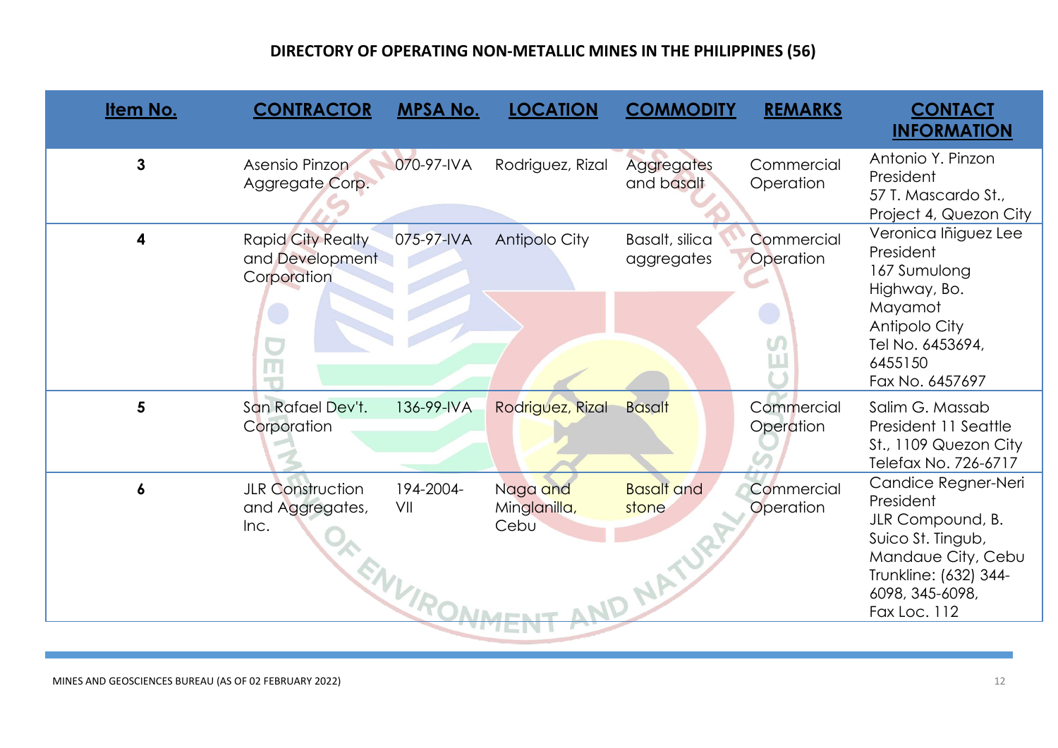## DIRECTORY OF OPERATING NON-METALLIC MINES IN THE PHILIPPINES (56)

| Item No. | CONTRACTOR | MPSA No. | LOCATION | COMMODITY | REMARKS | CONTACT INFORMATION |
|---|---|---|---|---|---|---|
| 3 | Asensio Pinzon Aggregate Corp. | 070-97-IVA | Rodriguez, Rizal | Aggregates and basalt | Commercial Operation | Antonio Y. Pinzon President 57 T. Mascardo St., Project 4, Quezon City |
| 4 | Rapid City Realty and Development Corporation | 075-97-IVA | Antipolo City | Basalt, silica aggregates | Commercial Operation | Veronica Iñiguez Lee President 167 Sumulong Highway, Bo. Mayamot Antipolo City Tel No. 6453694, 6455150 Fax No. 6457697 |
| 5 | San Rafael Dev't. Corporation | 136-99-IVA | Rodriguez, Rizal | Basalt | Commercial Operation | Salim G. Massab President 11 Seattle St., 1109 Quezon City Telefax No. 726-6717 |
| 6 | JLR Construction and Aggregates, Inc. | 194-2004-VII | Naga and Minglanilla, Cebu | Basalt and stone | Commercial Operation | Candice Regner-Neri President JLR Compound, B. Suico St. Tingub, Mandaue City, Cebu Trunkline: (632) 344-6098, 345-6098, Fax Loc. 112 |

MINES AND GEOSCIENCES BUREAU (AS OF 02 FEBRUARY 2022)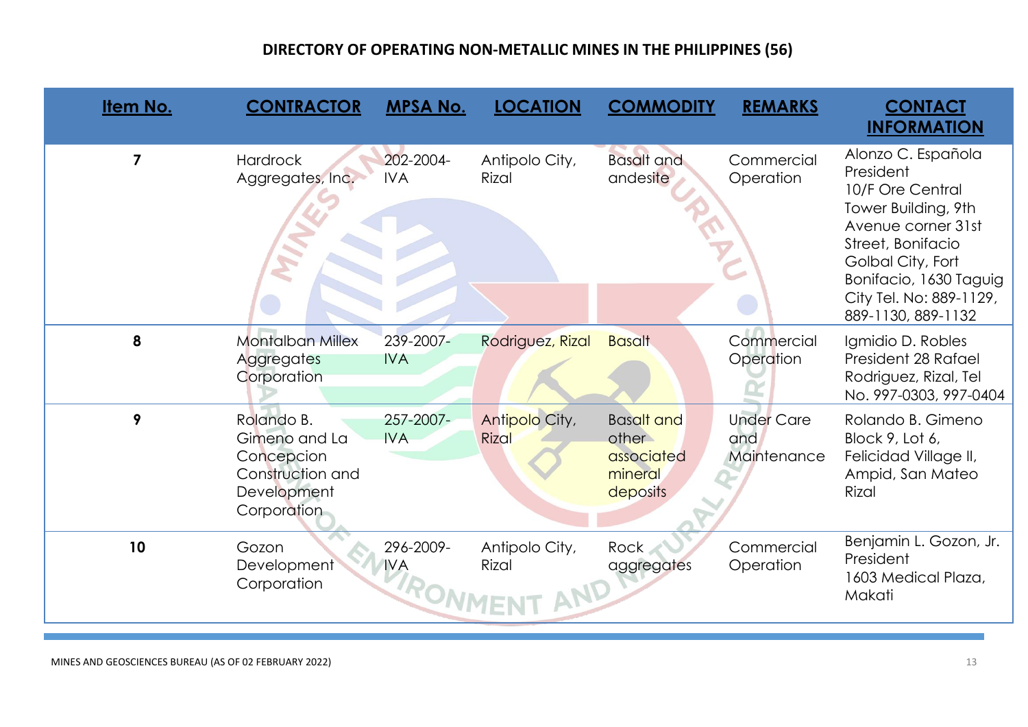## DIRECTORY OF OPERATING NON-METALLIC MINES IN THE PHILIPPINES (56)

| Item No. | CONTRACTOR | MPSA No. | LOCATION | COMMODITY | REMARKS | CONTACT INFORMATION |
|---|---|---|---|---|---|---|
| 7 | Hardrock Aggregates, Inc. | 202-2004-IVA | Antipolo City, Rizal | Basalt and andesite | Commercial Operation | Alonzo C. Española President 10/F Ore Central Tower Building, 9th Avenue corner 31st Street, Bonifacio Golbal City, Fort Bonifacio, 1630 Taguig City Tel. No: 889-1129, 889-1130, 889-1132 |
| 8 | Montalban Millex Aggregates Corporation | 239-2007-IVA | Rodriguez, Rizal | Basalt | Commercial Operation | Igmidio D. Robles President 28 Rafael Rodriguez, Rizal, Tel No. 997-0303, 997-0404 |
| 9 | Rolando B. Gimeno and La Concepcion Construction and Development Corporation | 257-2007-IVA | Antipolo City, Rizal | Basalt and other associated mineral deposits | Under Care and Maintenance | Rolando B. Gimeno Block 9, Lot 6, Felicidad Village II, Ampid, San Mateo Rizal |
| 10 | Gozon Development Corporation | 296-2009-IVA | Antipolo City, Rizal | Rock aggregates | Commercial Operation | Benjamin L. Gozon, Jr. President 1603 Medical Plaza, Makati |

MINES AND GEOSCIENCES BUREAU (AS OF 02 FEBRUARY 2022)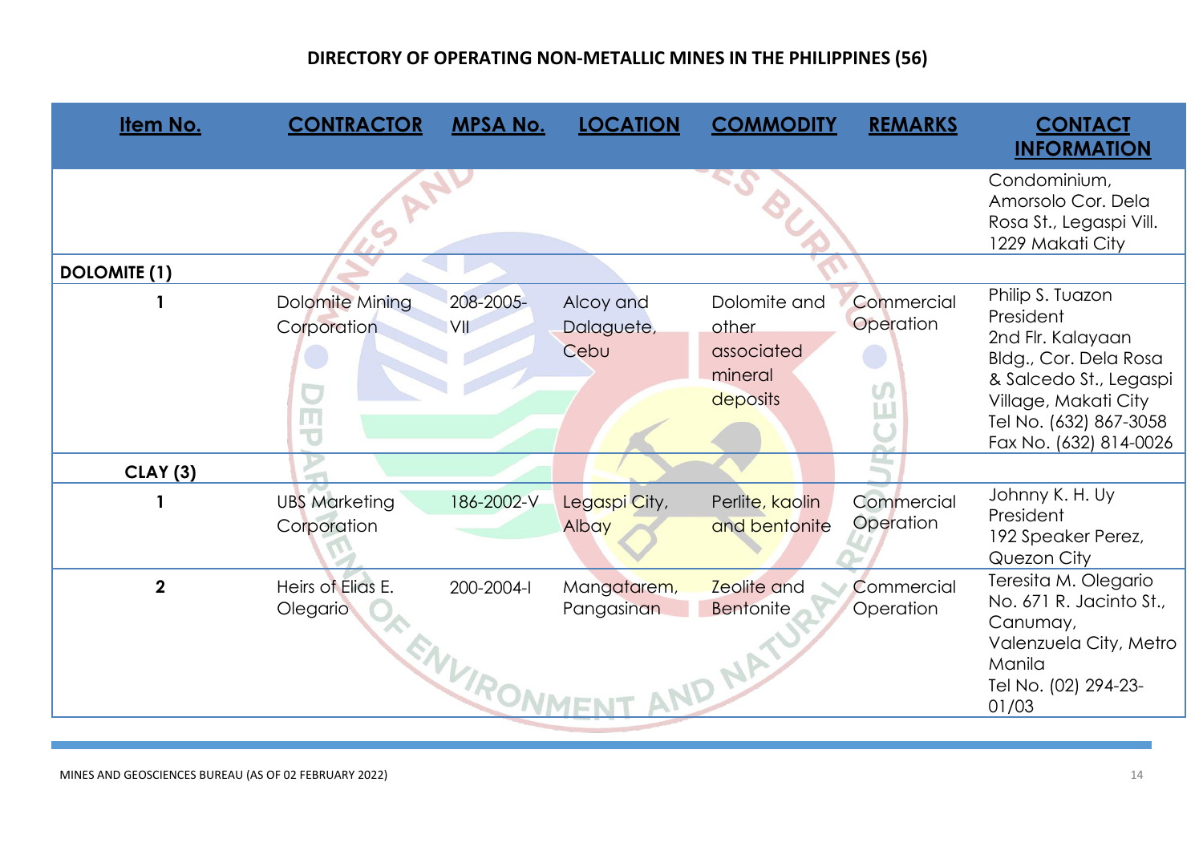## DIRECTORY OF OPERATING NON-METALLIC MINES IN THE PHILIPPINES (56)

| Item No. | CONTRACTOR | MPSA No. | LOCATION | COMMODITY | REMARKS | CONTACT INFORMATION |
|---|---|---|---|---|---|---|
| | | | | | | Condominium, Amorsolo Cor. Dela Rosa St., Legaspi Vill. 1229 Makati City |
| **DOLOMITE (1)** | | | | | | |
| 1 | Dolomite Mining Corporation | 208-2005-VII | Alcoy and Dalaguete, Cebu | Dolomite and other associated mineral deposits | Commercial Operation | Philip S. Tuazon President 2nd Flr. Kalayaan Bldg., Cor. Dela Rosa & Salcedo St., Legaspi Village, Makati City Tel No. (632) 867-3058 Fax No. (632) 814-0026 |
| **CLAY (3)** | | | | | | |
| 1 | UBS Marketing Corporation | 186-2002-V | Legaspi City, Albay | Perlite, kaolin and bentonite | Commercial Operation | Johnny K. H. Uy President 192 Speaker Perez, Quezon City |
| 2 | Heirs of Elias E. Olegario | 200-2004-I | Mangatarem, Pangasinan | Zeolite and Bentonite | Commercial Operation | Teresita M. Olegario No. 671 R. Jacinto St., Canumay, Valenzuela City, Metro Manila Tel No. (02) 294-23-01/03 |

MINES AND GEOSCIENCES BUREAU (AS OF 02 FEBRUARY 2022)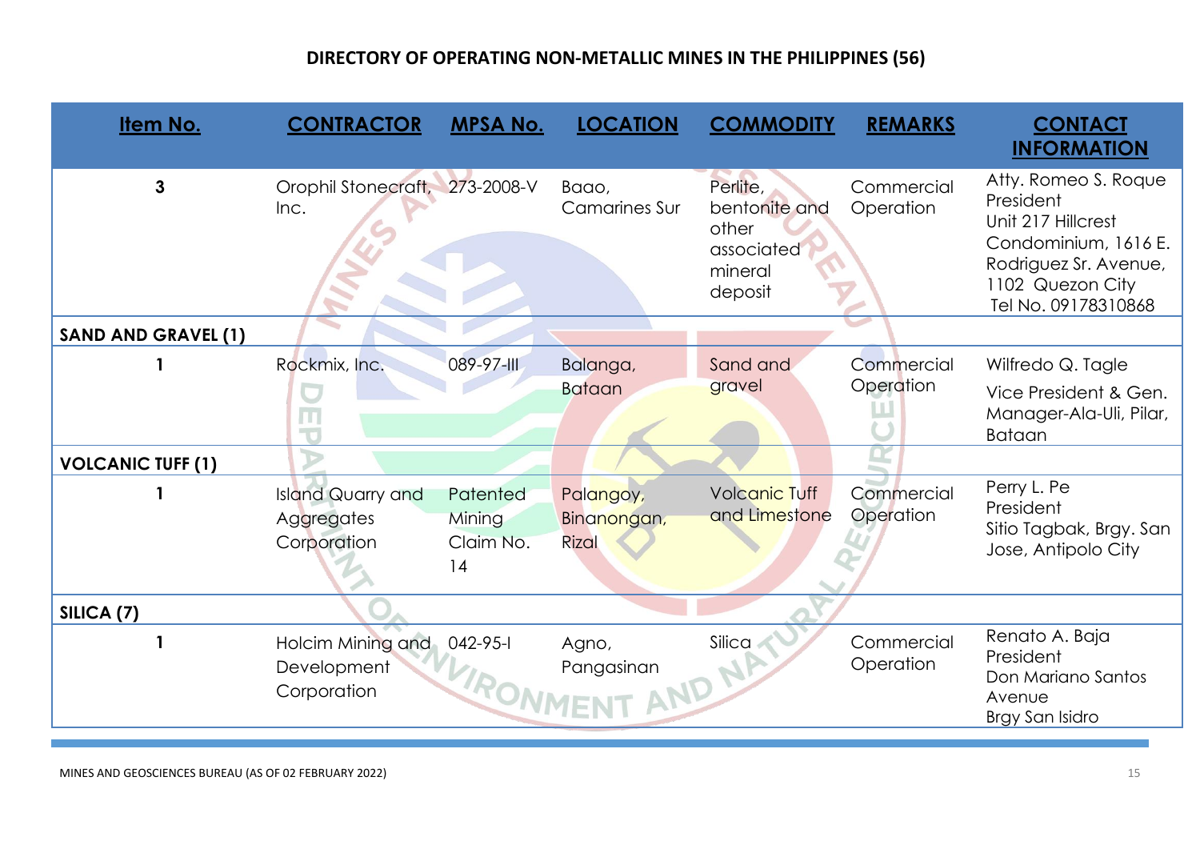## DIRECTORY OF OPERATING NON-METALLIC MINES IN THE PHILIPPINES (56)

| Item No. | CONTRACTOR | MPSA No. | LOCATION | COMMODITY | REMARKS | CONTACT INFORMATION |
|---|---|---|---|---|---|---|
| 3 | Orophil Stonecraft, Inc. | 273-2008-V | Baao, Camarines Sur | Perlite, bentonite and other associated mineral deposit | Commercial Operation | Atty. Romeo S. Roque President Unit 217 Hillcrest Condominium, 1616 E. Rodriguez Sr. Avenue, 1102 Quezon City Tel No. 09178310868 |
| **SAND AND GRAVEL (1)** | | | | | | |
| 1 | Rockmix, Inc. | 089-97-III | Balanga, Bataan | Sand and gravel | Commercial Operation | Wilfredo Q. Tagle Vice President & Gen. Manager-Ala-Uli, Pilar, Bataan |
| **VOLCANIC TUFF (1)** | | | | | | |
| 1 | Island Quarry and Aggregates Corporation | Patented Mining Claim No. 14 | Palangoy, Binanongan, Rizal | Volcanic Tuff and Limestone | Commercial Operation | Perry L. Pe President Sitio Tagbak, Brgy. San Jose, Antipolo City |
| **SILICA (7)** | | | | | | |
| 1 | Holcim Mining and Development Corporation | 042-95-I | Agno, Pangasinan | Silica | Commercial Operation | Renato A. Baja President Don Mariano Santos Avenue Brgy San Isidro |

MINES AND GEOSCIENCES BUREAU (AS OF 02 FEBRUARY 2022)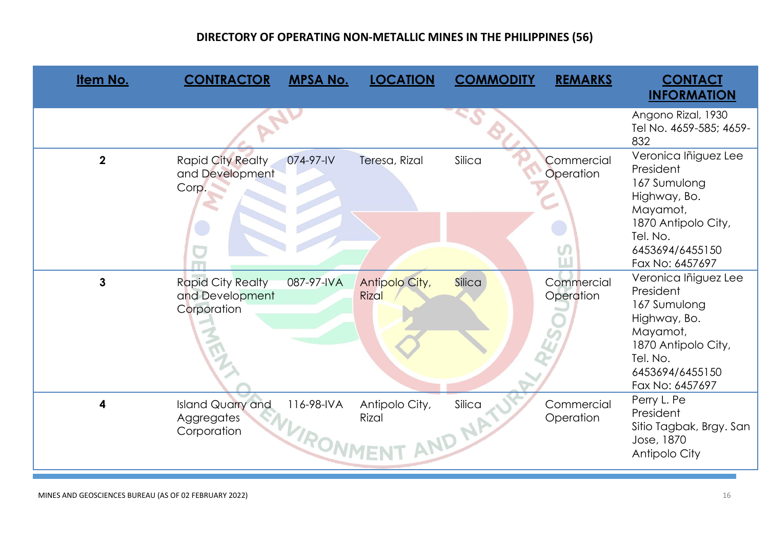# DIRECTORY OF OPERATING NON-METALLIC MINES IN THE PHILIPPINES (56)

| Item No. | CONTRACTOR | MPSA No. | LOCATION | COMMODITY | REMARKS | CONTACT INFORMATION |
|---|---|---|---|---|---|---|
| | | | | | | Angono Rizal, 1930<br>Tel No. 4659-585; 4659-832 |
| **2** | Rapid City Realty and Development Corp. | 074-97-IV | Teresa, Rizal | Silica | Commercial Operation | Veronica Iñiguez Lee<br>President<br>167 Sumulong Highway, Bo. Mayamot,<br>1870 Antipolo City,<br>Tel. No. 6453694/6455150<br>Fax No: 6457697 |
| **3** | Rapid City Realty and Development Corporation | 087-97-IVA | Antipolo City, Rizal | Silica | Commercial Operation | Veronica Iñiguez Lee<br>President<br>167 Sumulong Highway, Bo. Mayamot,<br>1870 Antipolo City,<br>Tel. No. 6453694/6455150<br>Fax No: 6457697 |
| **4** | Island Quarry and Aggregates Corporation | 116-98-IVA | Antipolo City, Rizal | Silica | Commercial Operation | Perry L. Pe<br>President<br>Sitio Tagbak, Brgy. San Jose, 1870<br>Antipolo City |

MINES AND GEOSCIENCES BUREAU (AS OF 02 FEBRUARY 2022)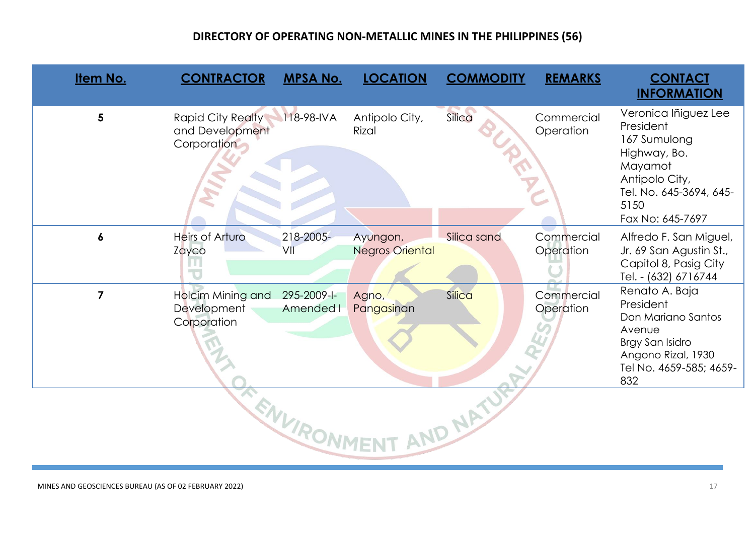**DIRECTORY OF OPERATING NON-METALLIC MINES IN THE PHILIPPINES (56)**

| Item No. | CONTRACTOR | MPSA No. | LOCATION | COMMODITY | REMARKS | CONTACT INFORMATION |
|---|---|---|---|---|---|---|
| 5 | Rapid City Realty and Development Corporation | 118-98-IVA | Antipolo City, Rizal | Silica | Commercial Operation | Veronica Iñiguez Lee President 167 Sumulong Highway, Bo. Mayamot Antipolo City, Tel. No. 645-3694, 645-5150 Fax No: 645-7697 |
| 6 | Heirs of Arturo Zayco | 218-2005-VII | Ayungon, Negros Oriental | Silica sand | Commercial Operation | Alfredo F. San Miguel, Jr. 69 San Agustin St., Capitol 8, Pasig City Tel. - (632) 6716744 |
| 7 | Holcim Mining and Development Corporation | 295-2009-I-Amended I | Agno, Pangasinan | Silica | Commercial Operation | Renato A. Baja President Don Mariano Santos Avenue Brgy San Isidro Angono Rizal, 1930 Tel No. 4659-585; 4659-832 |

MINES AND GEOSCIENCES BUREAU (AS OF 02 FEBRUARY 2022)